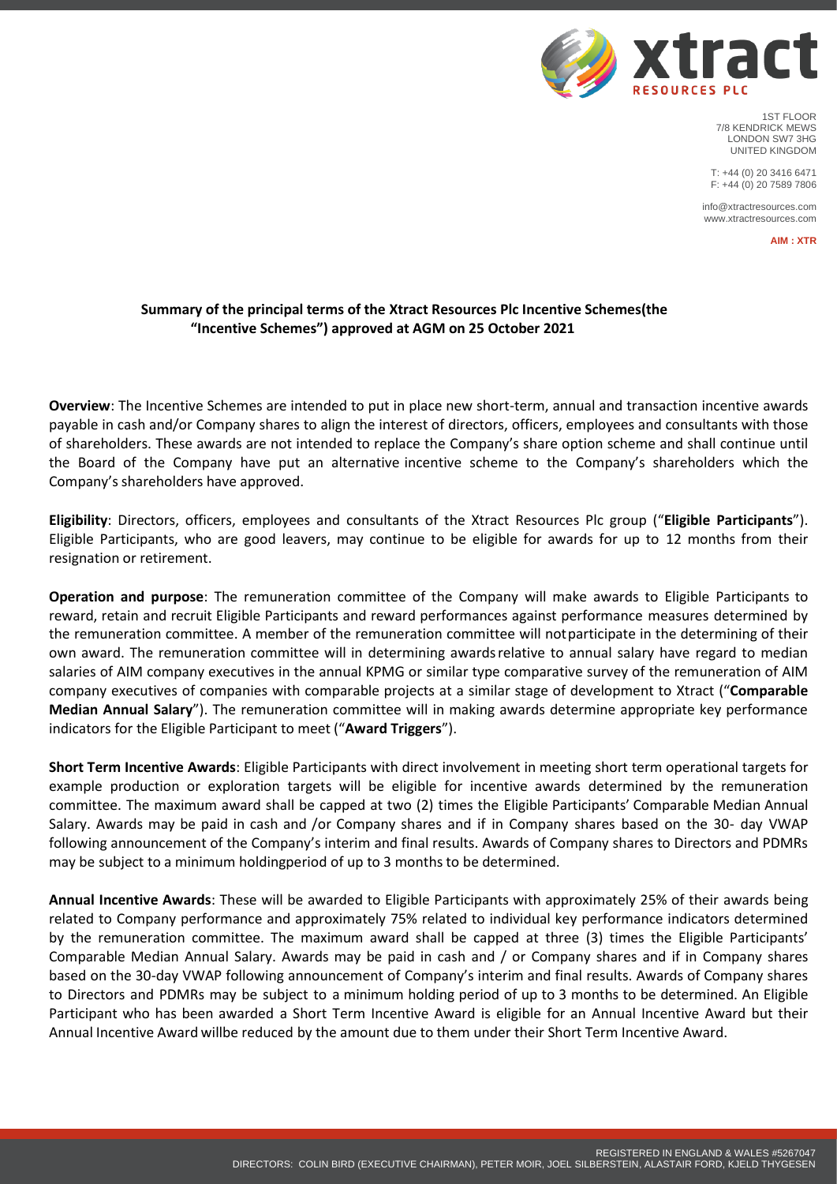**Summary of the principal terms of the Xtract Resources Plc Incentive Schemes(the "Incentive Schemes") approved at AGM on 25 October 2021**

**Overview**: The Incentive Schemes are intended to put in place new short-term, annual and transaction incentive awards payable in cash and/or Company shares to align the interest of directors, officers, employees and consultants with those of shareholders. These awards are not intended to replace the Company's share option scheme and shall continue until the Board of the Company have put an alternative incentive scheme to the Company's shareholders which the Company's shareholders have approved.

**Eligibility**: Directors, officers, employees and consultants of the Xtract Resources Plc group ("**Eligible Participants**"). Eligible Participants, who are good leavers, may continue to be eligible for awards for up to 12 months from their resignation or retirement.

**Operation and purpose**: The remuneration committee of the Company will make awards to Eligible Participants to reward, retain and recruit Eligible Participants and reward performances against performance measures determined by the remuneration committee. A member of the remuneration committee will notparticipate in the determining of their own award. The remuneration committee will in determining awardsrelative to annual salary have regard to median salaries of AIM company executives in the annual KPMG or similar type comparative survey of the remuneration of AIM company executives of companies with comparable projects at a similar stage of development to Xtract ("**Comparable Median Annual Salary**"). The remuneration committee will in making awards determine appropriate key performance indicators for the Eligible Participant to meet ("**Award Triggers**").

**Short Term Incentive Awards**: Eligible Participants with direct involvement in meeting short term operational targets for example production or exploration targets will be eligible for incentive awards determined by the remuneration committee. The maximum award shall be capped at two (2) times the Eligible Participants' Comparable Median Annual Salary. Awards may be paid in cash and /or Company shares and if in Company shares based on the 30- day VWAP following announcement of the Company's interim and final results. Awards of Company shares to Directors and PDMRs may be subject to a minimum holdingperiod of up to 3 months to be determined.

**Annual Incentive Awards**: These will be awarded to Eligible Participants with approximately 25% of their awards being related to Company performance and approximately 75% related to individual key performance indicators determined by the remuneration committee. The maximum award shall be capped at three (3) times the Eligible Participants' Comparable Median Annual Salary. Awards may be paid in cash and / or Company shares and if in Company shares based on the 30-day VWAP following announcement of Company's interim and final results. Awards of Company shares to Directors and PDMRs may be subject to a minimum holding period of up to 3 months to be determined. An Eligible Participant who has been awarded a Short Term Incentive Award is eligible for an Annual Incentive Award but their Annual Incentive Award willbe reduced by the amount due to them under their Short Term Incentive Award.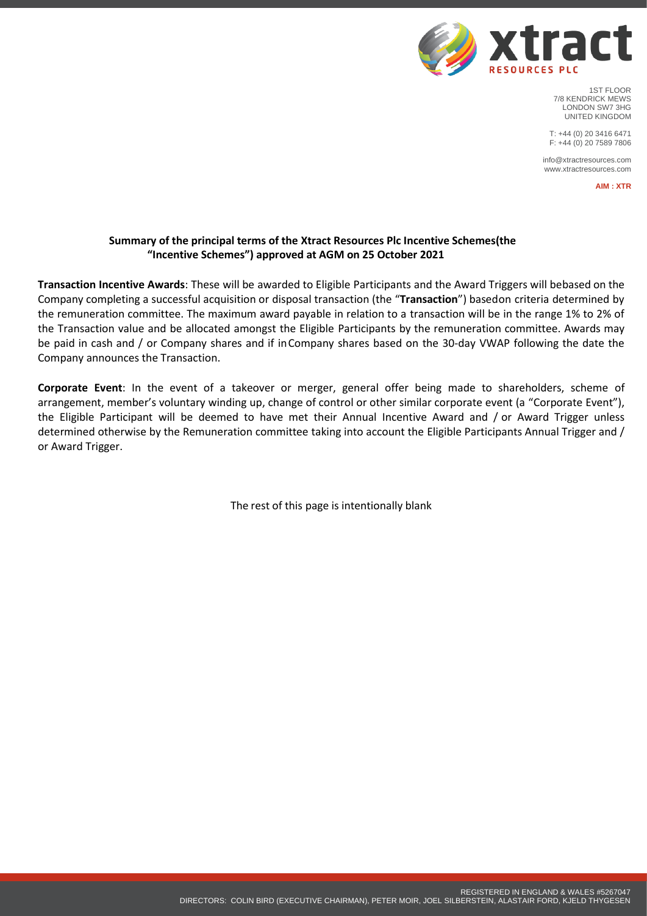**Summary of the principal terms of the Xtract Resources Plc Incentive Schemes(the "Incentive Schemes") approved at AGM on 25 October 2021**

**Transaction Incentive Awards**: These will be awarded to Eligible Participants and the Award Triggers will bebased on the Company completing a successful acquisition or disposal transaction (the "**Transaction**") basedon criteria determined by the remuneration committee. The maximum award payable in relation to a transaction will be in the range 1% to 2% of the Transaction value and be allocated amongst the Eligible Participants by the remuneration committee. Awards may be paid in cash and / or Company shares and if inCompany shares based on the 30-day VWAP following the date the Company announces the Transaction.

**Corporate Event**: In the event of a takeover or merger, general offer being made to shareholders, scheme of arrangement, member's voluntary winding up, change of control or other similar corporate event (a "Corporate Event"), the Eligible Participant will be deemed to have met their Annual Incentive Award and / or Award Trigger unless determined otherwise by the Remuneration committee taking into account the Eligible Participants Annual Trigger and / or Award Trigger.

The rest of this page is intentionally blank